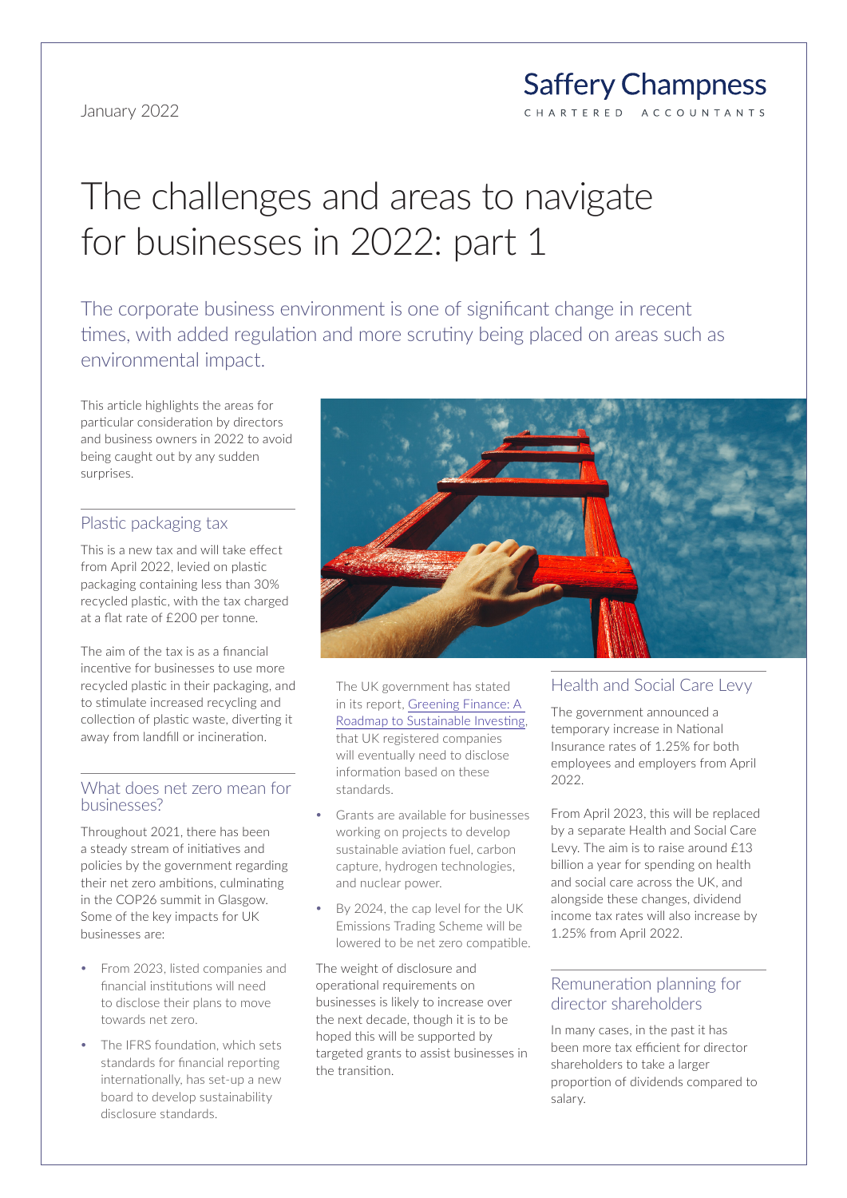January 2022

Saffery Champness
CHARTERED ACCOUNTANTS

# The challenges and areas to navigate for businesses in 2022: part 1

The corporate business environment is one of significant change in recent times, with added regulation and more scrutiny being placed on areas such as environmental impact.

This article highlights the areas for particular consideration by directors and business owners in 2022 to avoid being caught out by any sudden surprises.

## Plastic packaging tax

This is a new tax and will take effect from April 2022, levied on plastic packaging containing less than 30% recycled plastic, with the tax charged at a flat rate of £200 per tonne.

The aim of the tax is as a financial incentive for businesses to use more recycled plastic in their packaging, and to stimulate increased recycling and collection of plastic waste, diverting it away from landfill or incineration.

## What does net zero mean for businesses?

Throughout 2021, there has been a steady stream of initiatives and policies by the government regarding their net zero ambitions, culminating in the COP26 summit in Glasgow. Some of the key impacts for UK businesses are:

- From 2023, listed companies and financial institutions will need to disclose their plans to move towards net zero.
- The IFRS foundation, which sets standards for financial reporting internationally, has set-up a new board to develop sustainability disclosure standards.

  The UK government has stated in its report, [Greening Finance: A Roadmap to Sustainable Investing](), that UK registered companies will eventually need to disclose information based on these standards.
- Grants are available for businesses working on projects to develop sustainable aviation fuel, carbon capture, hydrogen technologies, and nuclear power.
- By 2024, the cap level for the UK Emissions Trading Scheme will be lowered to be net zero compatible.

The weight of disclosure and operational requirements on businesses is likely to increase over the next decade, though it is to be hoped this will be supported by targeted grants to assist businesses in the transition.

## Health and Social Care Levy

The government announced a temporary increase in National Insurance rates of 1.25% for both employees and employers from April 2022.

From April 2023, this will be replaced by a separate Health and Social Care Levy. The aim is to raise around £13 billion a year for spending on health and social care across the UK, and alongside these changes, dividend income tax rates will also increase by 1.25% from April 2022.

## Remuneration planning for director shareholders

In many cases, in the past it has been more tax efficient for director shareholders to take a larger proportion of dividends compared to salary.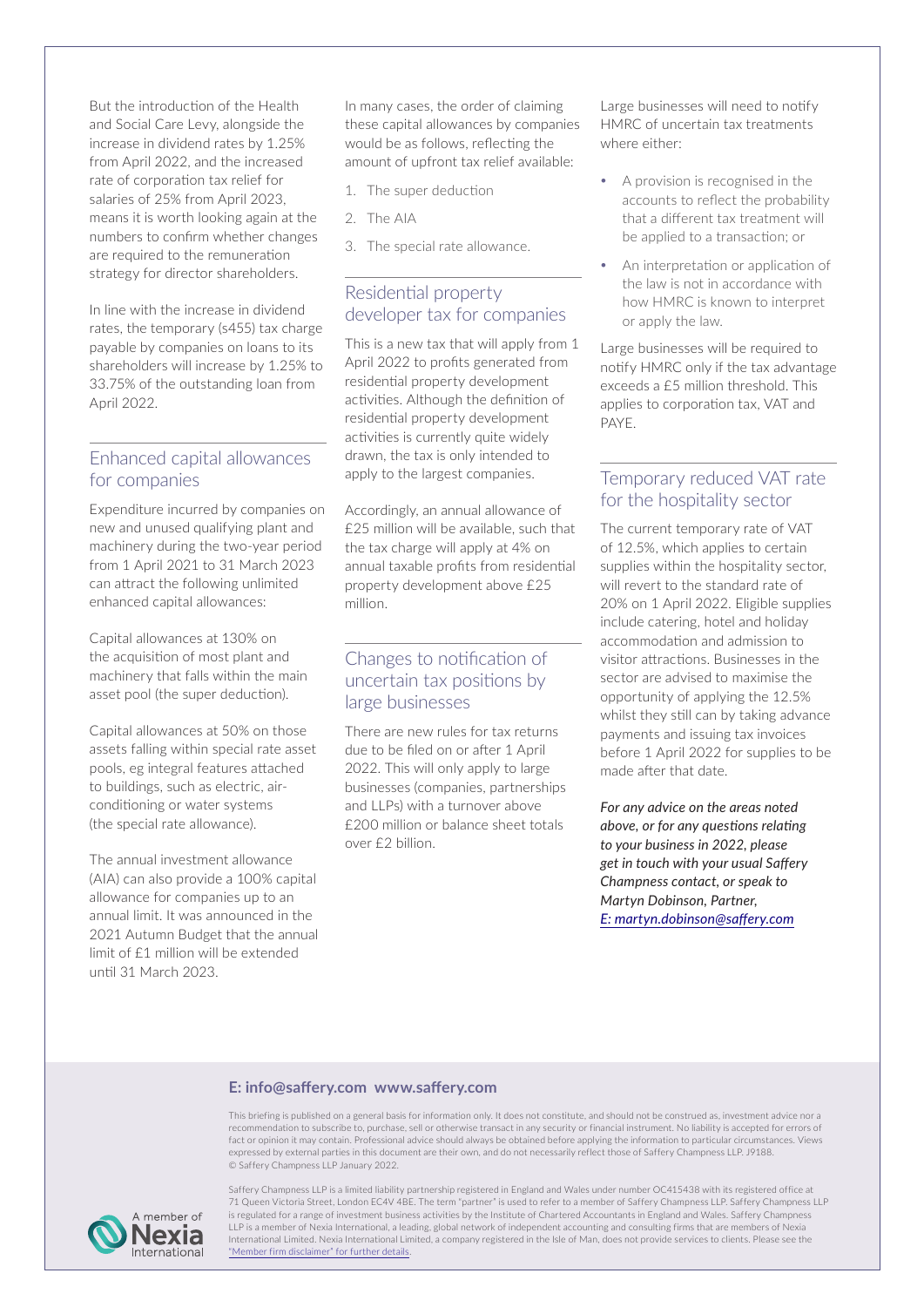But the introduction of the Health and Social Care Levy, alongside the increase in dividend rates by 1.25% from April 2022, and the increased rate of corporation tax relief for salaries of 25% from April 2023, means it is worth looking again at the numbers to confirm whether changes are required to the remuneration strategy for director shareholders.

In line with the increase in dividend rates, the temporary (s455) tax charge payable by companies on loans to its shareholders will increase by 1.25% to 33.75% of the outstanding loan from April 2022.

## Enhanced capital allowances for companies

Expenditure incurred by companies on new and unused qualifying plant and machinery during the two-year period from 1 April 2021 to 31 March 2023 can attract the following unlimited enhanced capital allowances:

Capital allowances at 130% on the acquisition of most plant and machinery that falls within the main asset pool (the super deduction).

Capital allowances at 50% on those assets falling within special rate asset pools, eg integral features attached to buildings, such as electric, air-conditioning or water systems (the special rate allowance).

The annual investment allowance (AIA) can also provide a 100% capital allowance for companies up to an annual limit. It was announced in the 2021 Autumn Budget that the annual limit of £1 million will be extended until 31 March 2023.

In many cases, the order of claiming these capital allowances by companies would be as follows, reflecting the amount of upfront tax relief available:

1. The super deduction
2. The AIA
3. The special rate allowance.

## Residential property developer tax for companies

This is a new tax that will apply from 1 April 2022 to profits generated from residential property development activities. Although the definition of residential property development activities is currently quite widely drawn, the tax is only intended to apply to the largest companies.

Accordingly, an annual allowance of £25 million will be available, such that the tax charge will apply at 4% on annual taxable profits from residential property development above £25 million.

## Changes to notification of uncertain tax positions by large businesses

There are new rules for tax returns due to be filed on or after 1 April 2022. This will only apply to large businesses (companies, partnerships and LLPs) with a turnover above £200 million or balance sheet totals over £2 billion.

Large businesses will need to notify HMRC of uncertain tax treatments where either:

- A provision is recognised in the accounts to reflect the probability that a different tax treatment will be applied to a transaction; or
- An interpretation or application of the law is not in accordance with how HMRC is known to interpret or apply the law.

Large businesses will be required to notify HMRC only if the tax advantage exceeds a £5 million threshold. This applies to corporation tax, VAT and PAYE.

## Temporary reduced VAT rate for the hospitality sector

The current temporary rate of VAT of 12.5%, which applies to certain supplies within the hospitality sector, will revert to the standard rate of 20% on 1 April 2022. Eligible supplies include catering, hotel and holiday accommodation and admission to visitor attractions. Businesses in the sector are advised to maximise the opportunity of applying the 12.5% whilst they still can by taking advance payments and issuing tax invoices before 1 April 2022 for supplies to be made after that date.

*For any advice on the areas noted above, or for any questions relating to your business in 2022, please get in touch with your usual Saffery Champness contact, or speak to Martyn Dobinson, Partner, E: martyn.dobinson@saffery.com*

**E: info@saffery.com www.saffery.com**

This briefing is published on a general basis for information only. It does not constitute, and should not be construed as, investment advice nor a recommendation to subscribe to, purchase, sell or otherwise transact in any security or financial instrument. No liability is accepted for errors of fact or opinion it may contain. Professional advice should always be obtained before applying the information to particular circumstances. Views expressed by external parties in this document are their own, and do not necessarily reflect those of Saffery Champness LLP. J9188.
© Saffery Champness LLP January 2022.

Saffery Champness LLP is a limited liability partnership registered in England and Wales under number OC415438 with its registered office at 71 Queen Victoria Street, London EC4V 4BE. The term "partner" is used to refer to a member of Saffery Champness LLP. Saffery Champness LLP is regulated for a range of investment business activities by the Institute of Chartered Accountants in England and Wales. Saffery Champness LLP is a member of Nexia International, a leading, global network of independent accounting and consulting firms that are members of Nexia International Limited. Nexia International Limited, a company registered in the Isle of Man, does not provide services to clients. Please see the "Member firm disclaimer" for further details.

A member of Nexia International